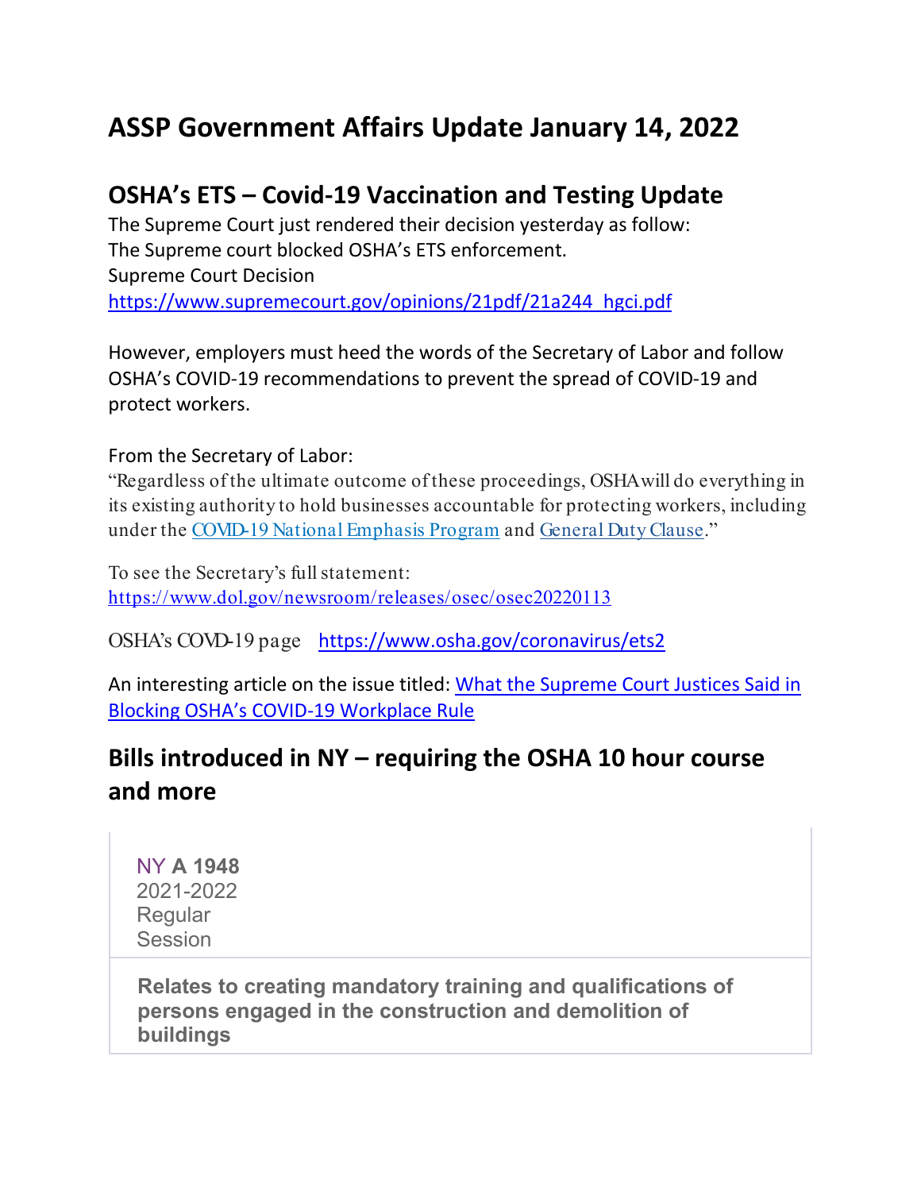# ASSP Government Affairs Update January 14, 2022

## OSHA's ETS – Covid-19 Vaccination and Testing Update

The Supreme Court just rendered their decision yesterday as follow:
The Supreme court blocked OSHA's ETS enforcement.
Supreme Court Decision
https://www.supremecourt.gov/opinions/21pdf/21a244_hgci.pdf

However, employers must heed the words of the Secretary of Labor and follow OSHA's COVID-19 recommendations to prevent the spread of COVID-19 and protect workers.

From the Secretary of Labor:
"Regardless of the ultimate outcome of these proceedings, OSHA will do everything in its existing authority to hold businesses accountable for protecting workers, including under the COVID-19 National Emphasis Program and General Duty Clause."

To see the Secretary's full statement:
https://www.dol.gov/newsroom/releases/osec/osec20220113

OSHA's COVD-19 page https://www.osha.gov/coronavirus/ets2

An interesting article on the issue titled: What the Supreme Court Justices Said in Blocking OSHA's COVID-19 Workplace Rule

## Bills introduced in NY – requiring the OSHA 10 hour course and more

NY **A 1948**
2021-2022
Regular
Session

**Relates to creating mandatory training and qualifications of persons engaged in the construction and demolition of buildings**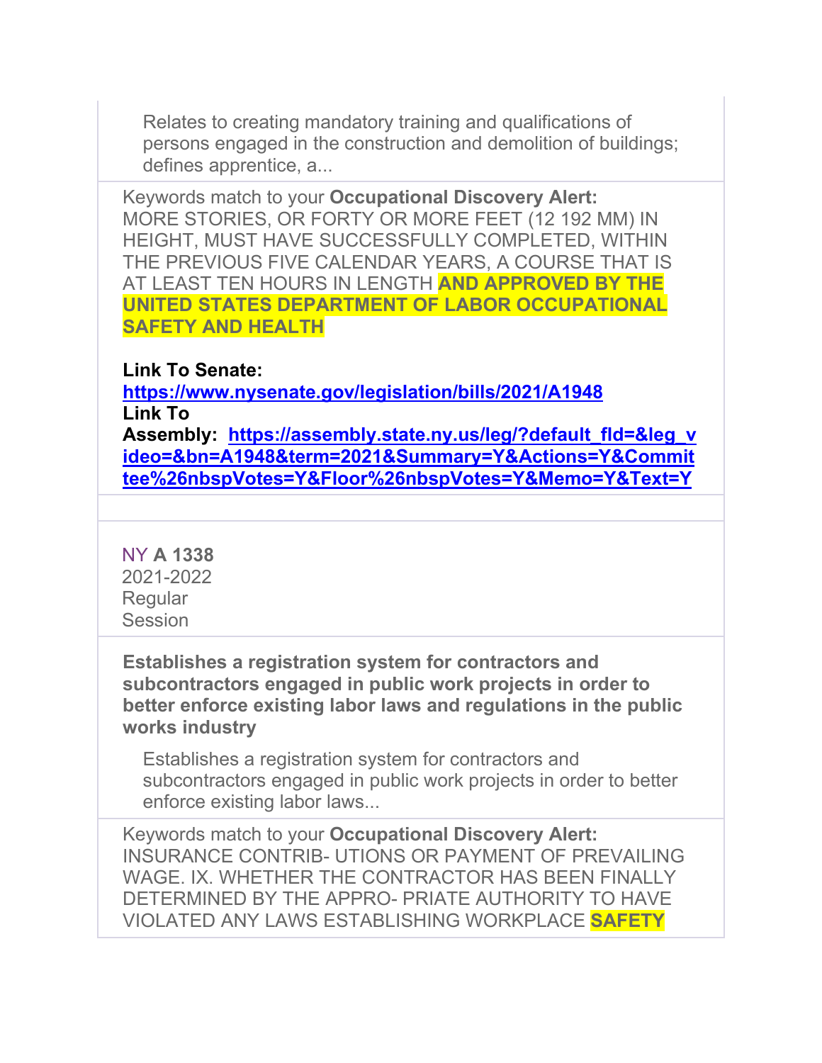Relates to creating mandatory training and qualifications of persons engaged in the construction and demolition of buildings; defines apprentice, a...

Keywords match to your **Occupational Discovery Alert:** MORE STORIES, OR FORTY OR MORE FEET (12 192 MM) IN HEIGHT, MUST HAVE SUCCESSFULLY COMPLETED, WITHIN THE PREVIOUS FIVE CALENDAR YEARS, A COURSE THAT IS AT LEAST TEN HOURS IN LENGTH **AND APPROVED BY THE UNITED STATES DEPARTMENT OF LABOR OCCUPATIONAL SAFETY AND HEALTH**

**Link To Senate:** [https://www.nysenate.gov/legislation/bills/2021/A1948](https://www.nysenate.gov/legislation/bills/2021/A1948)
**Link To Assembly:** [https://assembly.state.ny.us/leg/?default_fld=&leg_video=&bn=A1948&term=2021&Summary=Y&Actions=Y&Committee%26nbspVotes=Y&Floor%26nbspVotes=Y&Memo=Y&Text=Y](https://assembly.state.ny.us/leg/?default_fld=&leg_video=&bn=A1948&term=2021&Summary=Y&Actions=Y&Committee%26nbspVotes=Y&Floor%26nbspVotes=Y&Memo=Y&Text=Y)

NY **A 1338**
2021-2022
Regular
Session

**Establishes a registration system for contractors and subcontractors engaged in public work projects in order to better enforce existing labor laws and regulations in the public works industry**

Establishes a registration system for contractors and subcontractors engaged in public work projects in order to better enforce existing labor laws...

Keywords match to your **Occupational Discovery Alert:** INSURANCE CONTRIB- UTIONS OR PAYMENT OF PREVAILING WAGE. IX. WHETHER THE CONTRACTOR HAS BEEN FINALLY DETERMINED BY THE APPRO- PRIATE AUTHORITY TO HAVE VIOLATED ANY LAWS ESTABLISHING WORKPLACE **SAFETY**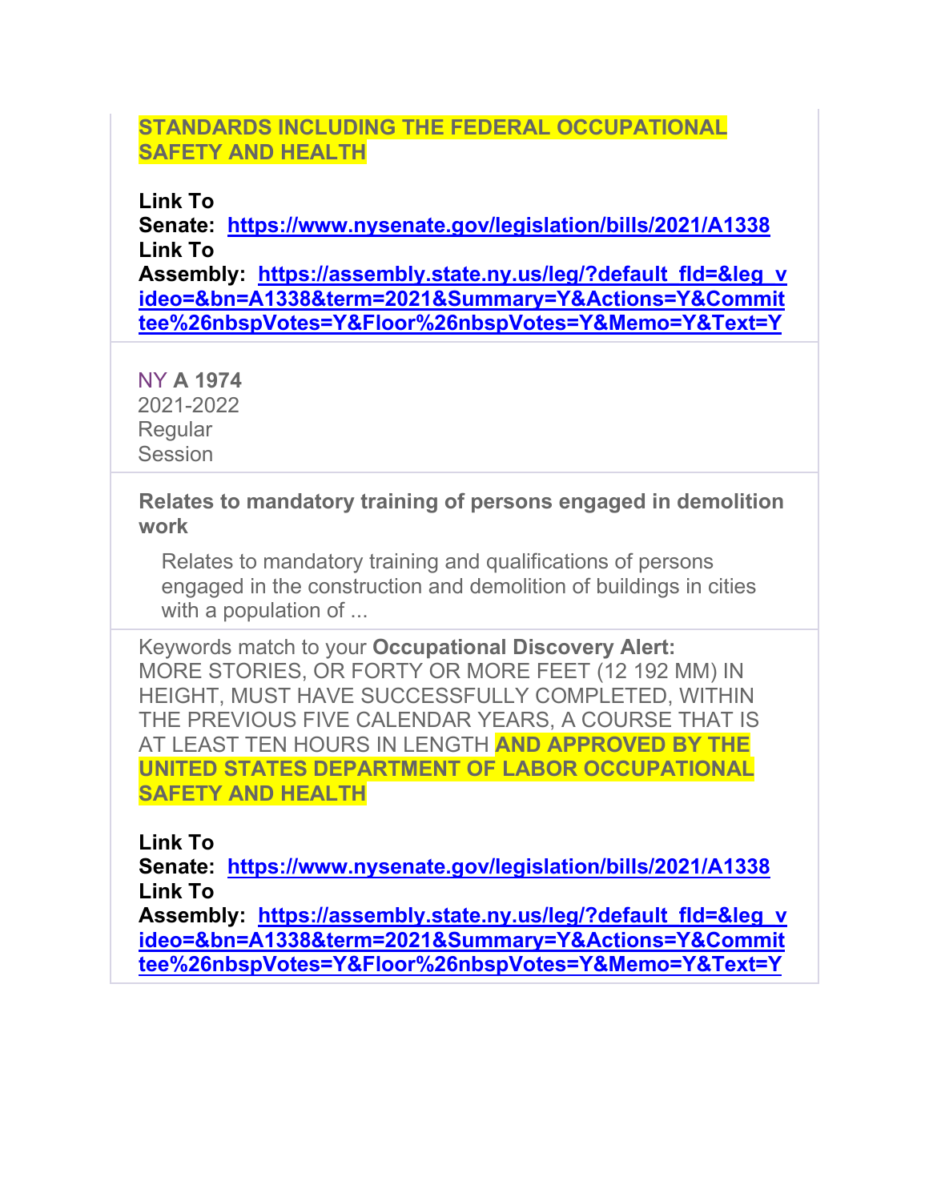**STANDARDS INCLUDING THE FEDERAL OCCUPATIONAL SAFETY AND HEALTH**

**Link To Senate:** [https://www.nysenate.gov/legislation/bills/2021/A1338](https://www.nysenate.gov/legislation/bills/2021/A1338)
**Link To Assembly:** [https://assembly.state.ny.us/leg/?default_fld=&leg_video=&bn=A1338&term=2021&Summary=Y&Actions=Y&Committee%26nbspVotes=Y&Floor%26nbspVotes=Y&Memo=Y&Text=Y](https://assembly.state.ny.us/leg/?default_fld=&leg_video=&bn=A1338&term=2021&Summary=Y&Actions=Y&Committee%26nbspVotes=Y&Floor%26nbspVotes=Y&Memo=Y&Text=Y)

---

NY **A 1974**
2021-2022
Regular
Session

---

**Relates to mandatory training of persons engaged in demolition work**

Relates to mandatory training and qualifications of persons engaged in the construction and demolition of buildings in cities with a population of ...

---

Keywords match to your **Occupational Discovery Alert:**
MORE STORIES, OR FORTY OR MORE FEET (12 192 MM) IN HEIGHT, MUST HAVE SUCCESSFULLY COMPLETED, WITHIN THE PREVIOUS FIVE CALENDAR YEARS, A COURSE THAT IS AT LEAST TEN HOURS IN LENGTH **AND APPROVED BY THE UNITED STATES DEPARTMENT OF LABOR OCCUPATIONAL SAFETY AND HEALTH**

**Link To Senate:** [https://www.nysenate.gov/legislation/bills/2021/A1338](https://www.nysenate.gov/legislation/bills/2021/A1338)
**Link To Assembly:** [https://assembly.state.ny.us/leg/?default_fld=&leg_video=&bn=A1338&term=2021&Summary=Y&Actions=Y&Committee%26nbspVotes=Y&Floor%26nbspVotes=Y&Memo=Y&Text=Y](https://assembly.state.ny.us/leg/?default_fld=&leg_video=&bn=A1338&term=2021&Summary=Y&Actions=Y&Committee%26nbspVotes=Y&Floor%26nbspVotes=Y&Memo=Y&Text=Y)